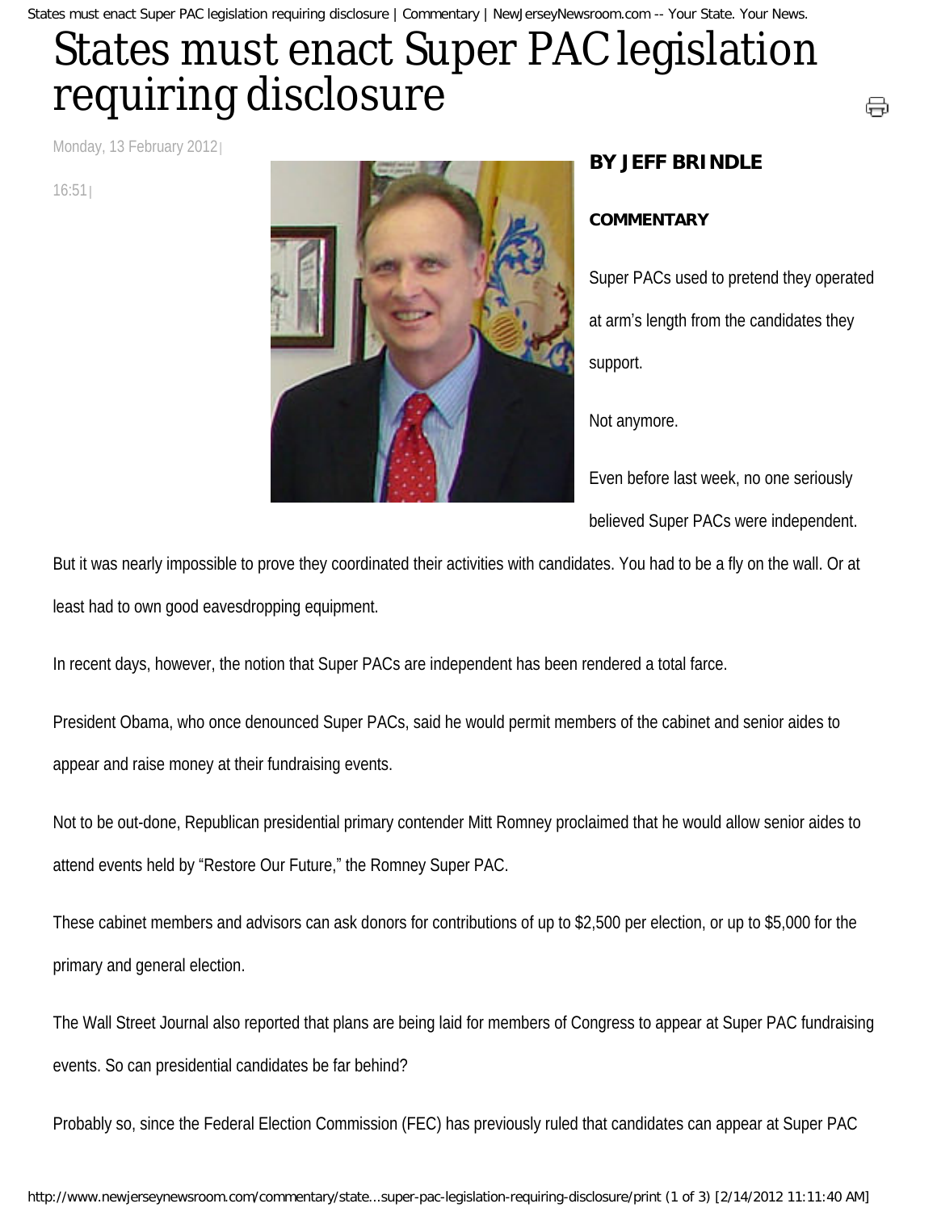# States must enact Super PAC legislation requiring disclosure

Monday, 13 February 2012 | 16:51 |

**BY JEFF BRINDLE**

**COMMENTARY**

Super PACs used to pretend they operated at arm's length from the candidates they support.

Not anymore.

Even before last week, no one seriously believed Super PACs were independent.

But it was nearly impossible to prove they coordinated their activities with candidates. You had to be a fly on the wall. Or at least had to own good eavesdropping equipment.

In recent days, however, the notion that Super PACs are independent has been rendered a total farce.

President Obama, who once denounced Super PACs, said he would permit members of the cabinet and senior aides to appear and raise money at their fundraising events.

Not to be out-done, Republican presidential primary contender Mitt Romney proclaimed that he would allow senior aides to attend events held by "Restore Our Future," the Romney Super PAC.

These cabinet members and advisors can ask donors for contributions of up to $2,500 per election, or up to $5,000 for the primary and general election.

The Wall Street Journal also reported that plans are being laid for members of Congress to appear at Super PAC fundraising events. So can presidential candidates be far behind?

Probably so, since the Federal Election Commission (FEC) has previously ruled that candidates can appear at Super PAC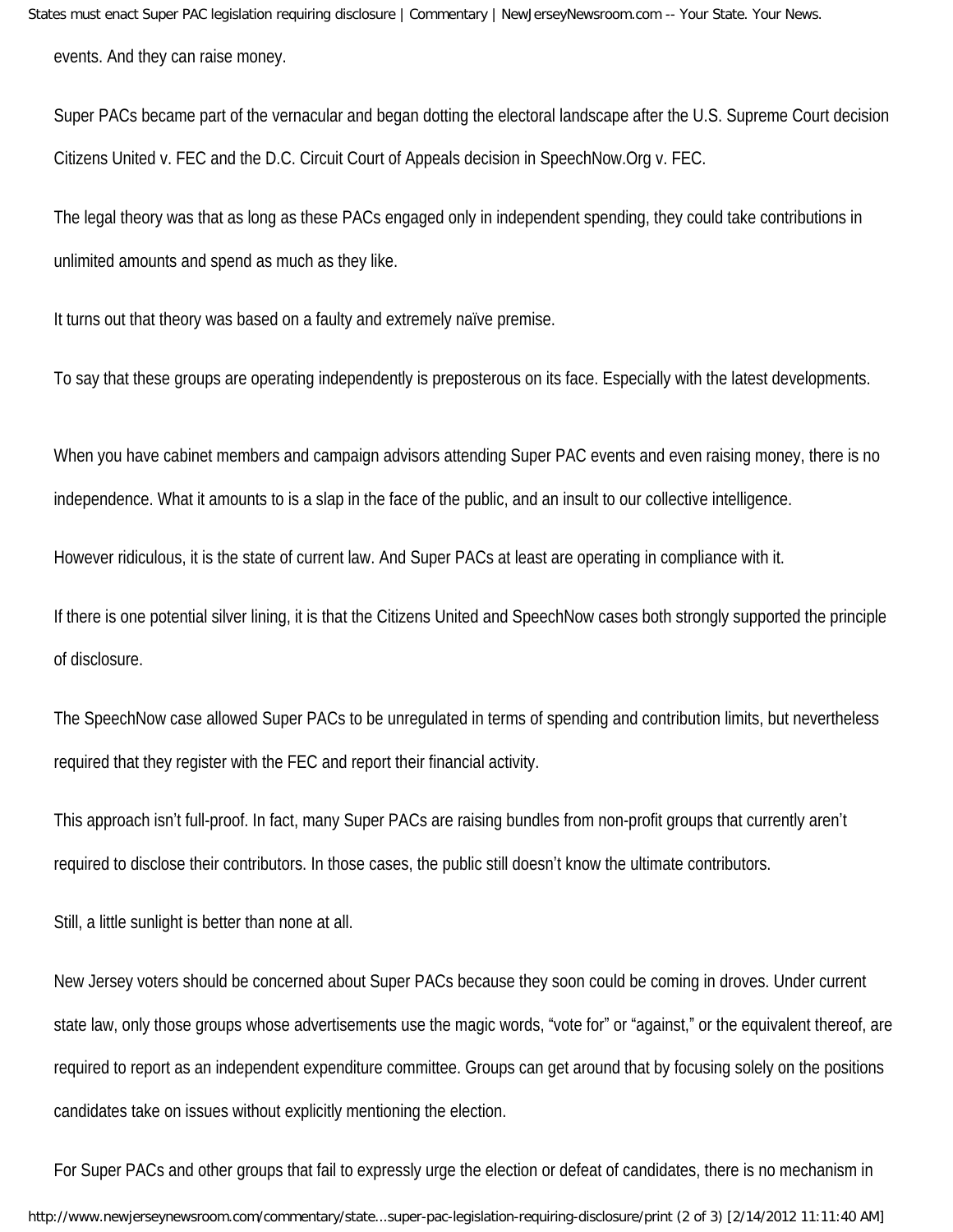events. And they can raise money.

Super PACs became part of the vernacular and began dotting the electoral landscape after the U.S. Supreme Court decision Citizens United v. FEC and the D.C. Circuit Court of Appeals decision in SpeechNow.Org v. FEC.

The legal theory was that as long as these PACs engaged only in independent spending, they could take contributions in unlimited amounts and spend as much as they like.

It turns out that theory was based on a faulty and extremely naïve premise.

To say that these groups are operating independently is preposterous on its face. Especially with the latest developments.

When you have cabinet members and campaign advisors attending Super PAC events and even raising money, there is no independence. What it amounts to is a slap in the face of the public, and an insult to our collective intelligence.

However ridiculous, it is the state of current law. And Super PACs at least are operating in compliance with it.

If there is one potential silver lining, it is that the Citizens United and SpeechNow cases both strongly supported the principle of disclosure.

The SpeechNow case allowed Super PACs to be unregulated in terms of spending and contribution limits, but nevertheless required that they register with the FEC and report their financial activity.

This approach isn't full-proof. In fact, many Super PACs are raising bundles from non-profit groups that currently aren't required to disclose their contributors. In those cases, the public still doesn't know the ultimate contributors.

Still, a little sunlight is better than none at all.

New Jersey voters should be concerned about Super PACs because they soon could be coming in droves. Under current state law, only those groups whose advertisements use the magic words, "vote for" or "against," or the equivalent thereof, are required to report as an independent expenditure committee. Groups can get around that by focusing solely on the positions candidates take on issues without explicitly mentioning the election.

For Super PACs and other groups that fail to expressly urge the election or defeat of candidates, there is no mechanism in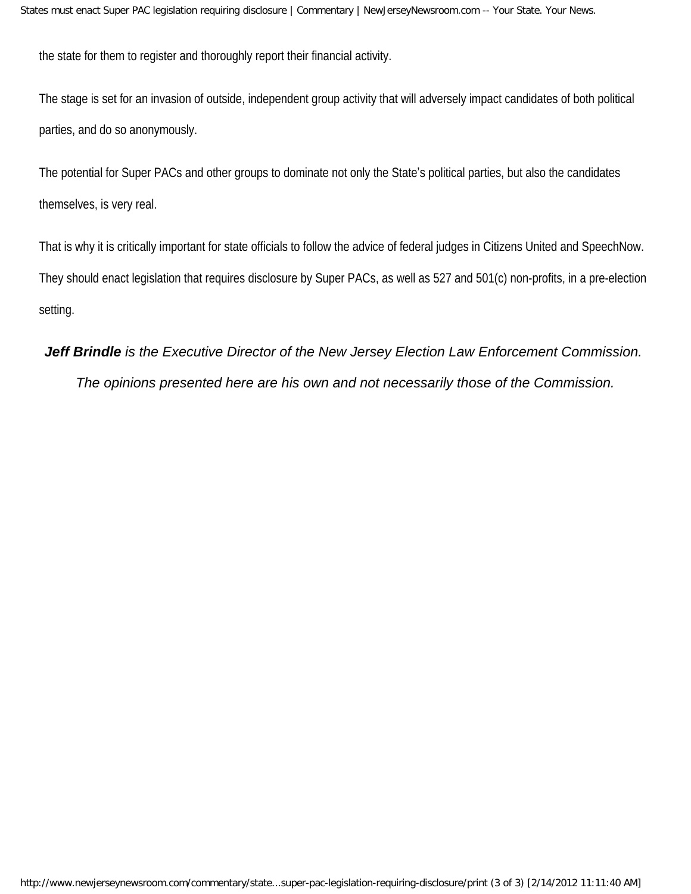the state for them to register and thoroughly report their financial activity.

The stage is set for an invasion of outside, independent group activity that will adversely impact candidates of both political parties, and do so anonymously.

The potential for Super PACs and other groups to dominate not only the State's political parties, but also the candidates themselves, is very real.

That is why it is critically important for state officials to follow the advice of federal judges in Citizens United and SpeechNow. They should enact legislation that requires disclosure by Super PACs, as well as 527 and 501(c) non-profits, in a pre-election setting.

***Jeff Brindle*** *is the Executive Director of the New Jersey Election Law Enforcement Commission. The opinions presented here are his own and not necessarily those of the Commission.*